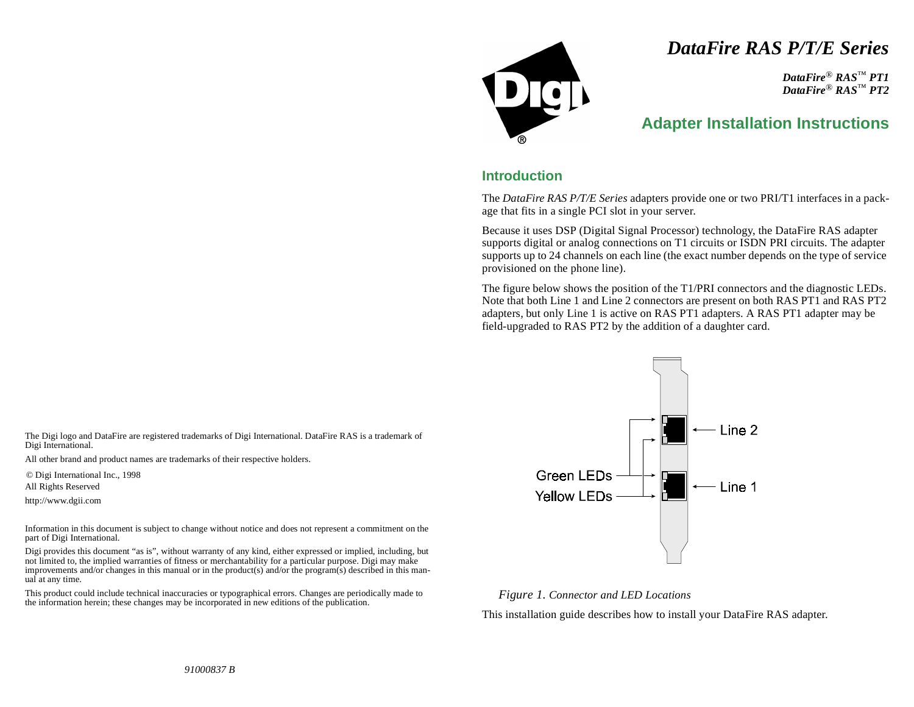# DataFire RAS P/T/E Series

***DataFire® RAS™ PT1***
***DataFire® RAS™ PT2***

## Adapter Installation Instructions

### Introduction

The *DataFire RAS P/T/E Series* adapters provide one or two PRI/T1 interfaces in a package that fits in a single PCI slot in your server.

Because it uses DSP (Digital Signal Processor) technology, the DataFire RAS adapter supports digital or analog connections on T1 circuits or ISDN PRI circuits. The adapter supports up to 24 channels on each line (the exact number depends on the type of service provisioned on the phone line).

The figure below shows the position of the T1/PRI connectors and the diagnostic LEDs. Note that both Line 1 and Line 2 connectors are present on both RAS PT1 and RAS PT2 adapters, but only Line 1 is active on RAS PT1 adapters. A RAS PT1 adapter may be field-upgraded to RAS PT2 by the addition of a daughter card.

Green LEDs
Yellow LEDs
Line 2
Line 1

*Figure 1.* *Connector and LED Locations*

This installation guide describes how to install your DataFire RAS adapter.

The Digi logo and DataFire are registered trademarks of Digi International. DataFire RAS is a trademark of Digi International.

All other brand and product names are trademarks of their respective holders.

© Digi International Inc., 1998
All Rights Reserved

http://www.dgii.com

Information in this document is subject to change without notice and does not represent a commitment on the part of Digi International.

Digi provides this document "as is", without warranty of any kind, either expressed or implied, including, but not limited to, the implied warranties of fitness or merchantability for a particular purpose. Digi may make improvements and/or changes in this manual or in the product(s) and/or the program(s) described in this manual at any time.

This product could include technical inaccuracies or typographical errors. Changes are periodically made to the information herein; these changes may be incorporated in new editions of the publication.

*91000837 B*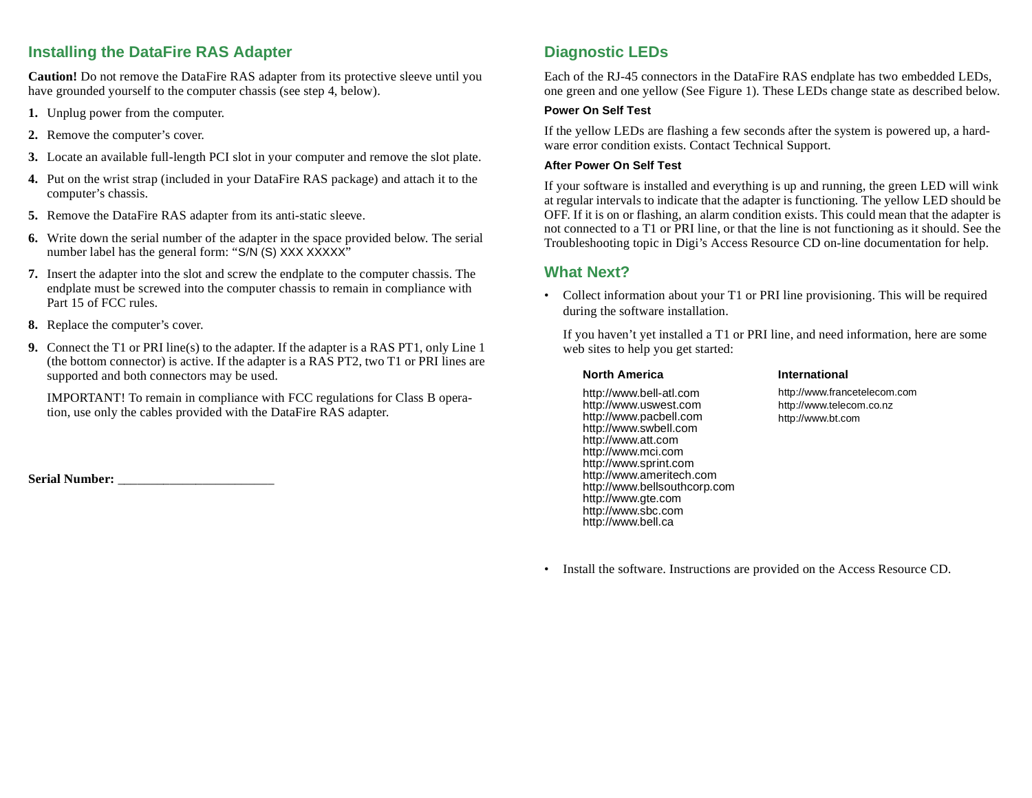## Installing the DataFire RAS Adapter

**Caution!** Do not remove the DataFire RAS adapter from its protective sleeve until you have grounded yourself to the computer chassis (see step 4, below).

1. Unplug power from the computer.
2. Remove the computer's cover.
3. Locate an available full-length PCI slot in your computer and remove the slot plate.
4. Put on the wrist strap (included in your DataFire RAS package) and attach it to the computer's chassis.
5. Remove the DataFire RAS adapter from its anti-static sleeve.
6. Write down the serial number of the adapter in the space provided below. The serial number label has the general form: "S/N (S) XXX XXXXX"
7. Insert the adapter into the slot and screw the endplate to the computer chassis. The endplate must be screwed into the computer chassis to remain in compliance with Part 15 of FCC rules.
8. Replace the computer's cover.
9. Connect the T1 or PRI line(s) to the adapter. If the adapter is a RAS PT1, only Line 1 (the bottom connector) is active. If the adapter is a RAS PT2, two T1 or PRI lines are supported and both connectors may be used.

   IMPORTANT! To remain in compliance with FCC regulations for Class B operation, use only the cables provided with the DataFire RAS adapter.

**Serial Number:** ________________________

## Diagnostic LEDs

Each of the RJ-45 connectors in the DataFire RAS endplate has two embedded LEDs, one green and one yellow (See Figure 1). These LEDs change state as described below.

### Power On Self Test

If the yellow LEDs are flashing a few seconds after the system is powered up, a hardware error condition exists. Contact Technical Support.

### After Power On Self Test

If your software is installed and everything is up and running, the green LED will wink at regular intervals to indicate that the adapter is functioning. The yellow LED should be OFF. If it is on or flashing, an alarm condition exists. This could mean that the adapter is not connected to a T1 or PRI line, or that the line is not functioning as it should. See the Troubleshooting topic in Digi's Access Resource CD on-line documentation for help.

## What Next?

- Collect information about your T1 or PRI line provisioning. This will be required during the software installation.

  If you haven't yet installed a T1 or PRI line, and need information, here are some web sites to help you get started:

  **North America**

  http://www.bell-atl.com
  http://www.uswest.com
  http://www.pacbell.com
  http://www.swbell.com
  http://www.att.com
  http://www.mci.com
  http://www.sprint.com
  http://www.ameritech.com
  http://www.bellsouthcorp.com
  http://www.gte.com
  http://www.sbc.com
  http://www.bell.ca

  **International**

  http://www.francetelecom.com
  http://www.telecom.co.nz
  http://www.bt.com

- Install the software. Instructions are provided on the Access Resource CD.